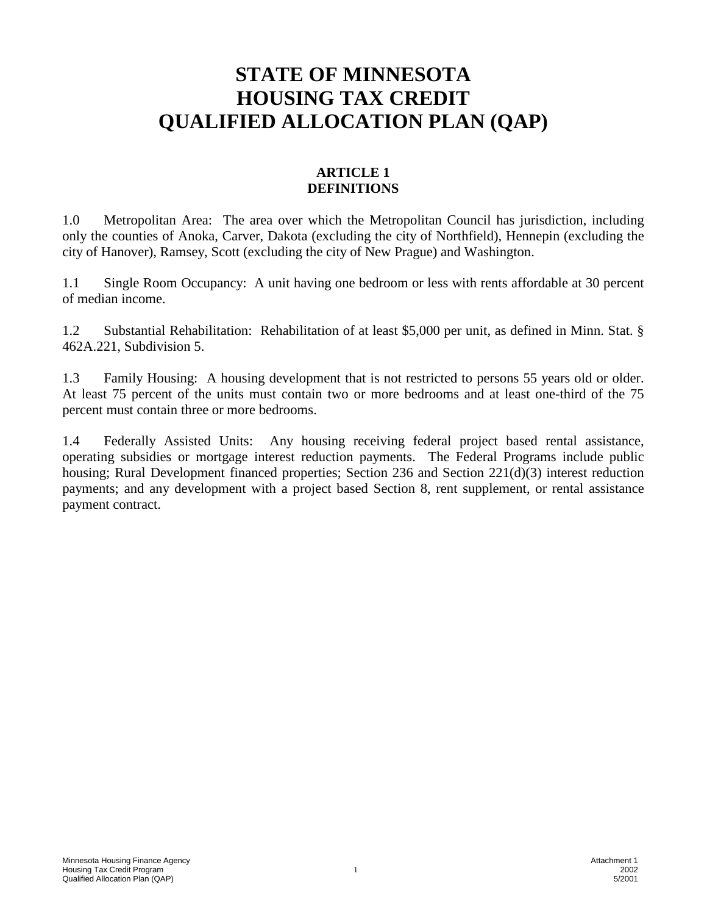# STATE OF MINNESOTA
# HOUSING TAX CREDIT
# QUALIFIED ALLOCATION PLAN (QAP)

## ARTICLE 1
## DEFINITIONS

1.0 Metropolitan Area: The area over which the Metropolitan Council has jurisdiction, including only the counties of Anoka, Carver, Dakota (excluding the city of Northfield), Hennepin (excluding the city of Hanover), Ramsey, Scott (excluding the city of New Prague) and Washington.

1.1 Single Room Occupancy: A unit having one bedroom or less with rents affordable at 30 percent of median income.

1.2 Substantial Rehabilitation: Rehabilitation of at least $5,000 per unit, as defined in Minn. Stat. § 462A.221, Subdivision 5.

1.3 Family Housing: A housing development that is not restricted to persons 55 years old or older. At least 75 percent of the units must contain two or more bedrooms and at least one-third of the 75 percent must contain three or more bedrooms.

1.4 Federally Assisted Units: Any housing receiving federal project based rental assistance, operating subsidies or mortgage interest reduction payments. The Federal Programs include public housing; Rural Development financed properties; Section 236 and Section 221(d)(3) interest reduction payments; and any development with a project based Section 8, rent supplement, or rental assistance payment contract.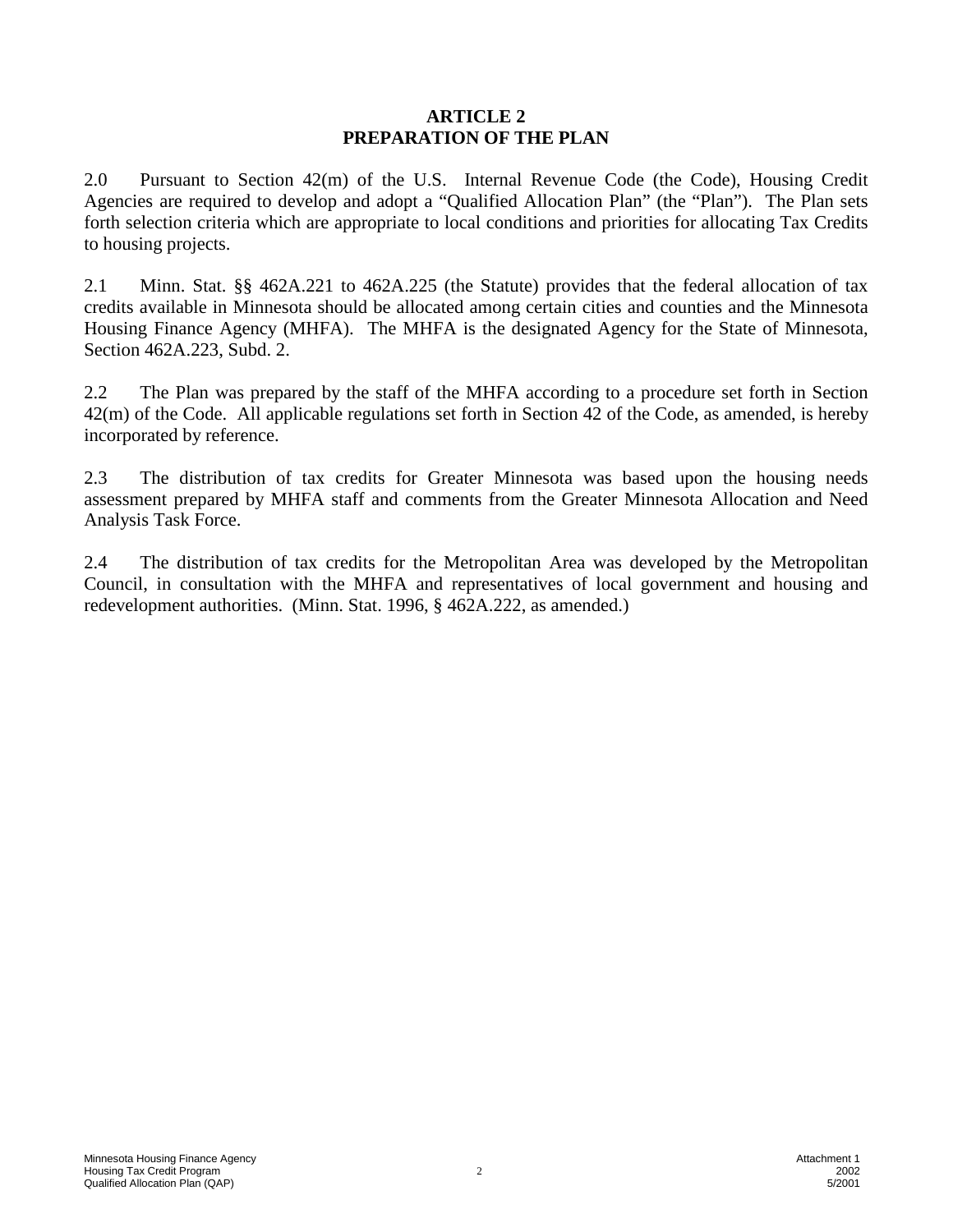# ARTICLE 2
# PREPARATION OF THE PLAN

2.0 Pursuant to Section 42(m) of the U.S. Internal Revenue Code (the Code), Housing Credit Agencies are required to develop and adopt a "Qualified Allocation Plan" (the "Plan"). The Plan sets forth selection criteria which are appropriate to local conditions and priorities for allocating Tax Credits to housing projects.

2.1 Minn. Stat. §§ 462A.221 to 462A.225 (the Statute) provides that the federal allocation of tax credits available in Minnesota should be allocated among certain cities and counties and the Minnesota Housing Finance Agency (MHFA). The MHFA is the designated Agency for the State of Minnesota, Section 462A.223, Subd. 2.

2.2 The Plan was prepared by the staff of the MHFA according to a procedure set forth in Section 42(m) of the Code. All applicable regulations set forth in Section 42 of the Code, as amended, is hereby incorporated by reference.

2.3 The distribution of tax credits for Greater Minnesota was based upon the housing needs assessment prepared by MHFA staff and comments from the Greater Minnesota Allocation and Need Analysis Task Force.

2.4 The distribution of tax credits for the Metropolitan Area was developed by the Metropolitan Council, in consultation with the MHFA and representatives of local government and housing and redevelopment authorities. (Minn. Stat. 1996, § 462A.222, as amended.)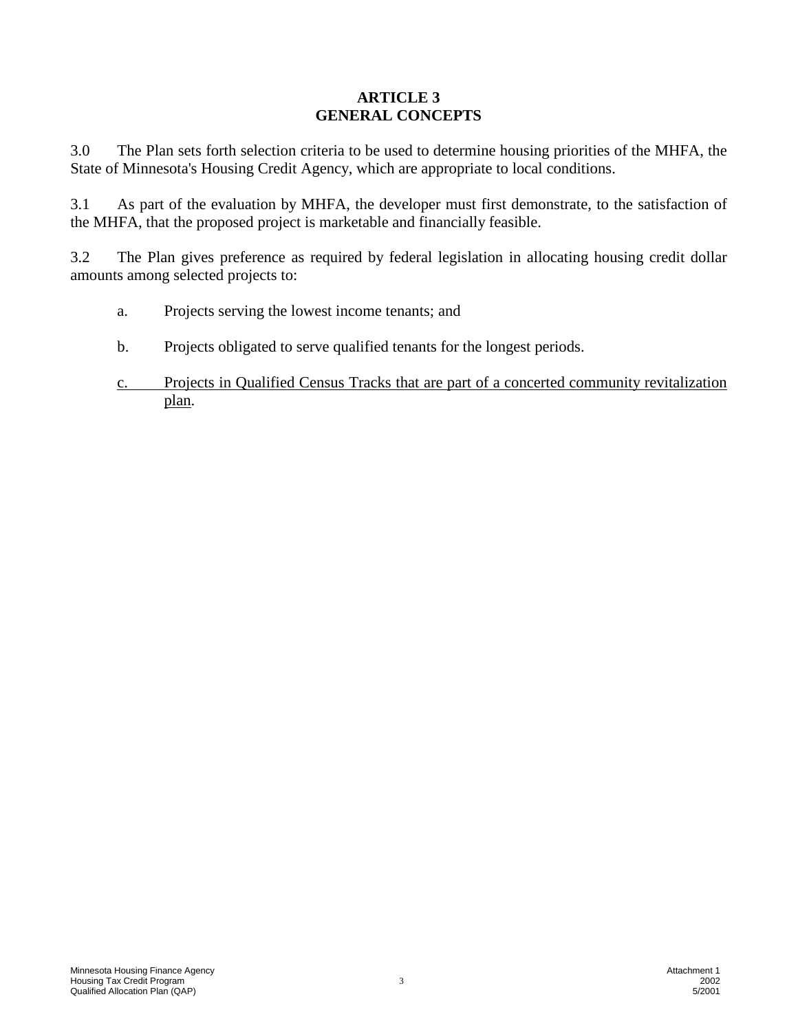# ARTICLE 3
# GENERAL CONCEPTS

3.0 The Plan sets forth selection criteria to be used to determine housing priorities of the MHFA, the State of Minnesota's Housing Credit Agency, which are appropriate to local conditions.

3.1 As part of the evaluation by MHFA, the developer must first demonstrate, to the satisfaction of the MHFA, that the proposed project is marketable and financially feasible.

3.2 The Plan gives preference as required by federal legislation in allocating housing credit dollar amounts among selected projects to:

a. Projects serving the lowest income tenants; and

b. Projects obligated to serve qualified tenants for the longest periods.

<u>c. Projects in Qualified Census Tracks that are part of a concerted community revitalization plan</u>.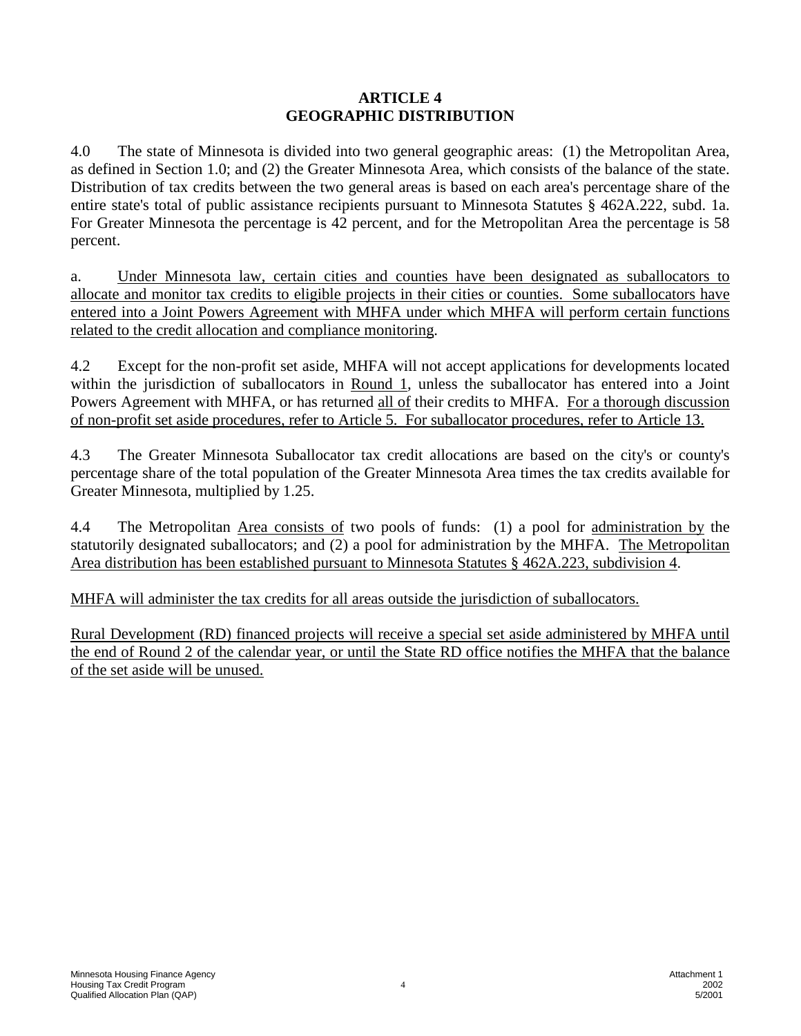# ARTICLE 4
# GEOGRAPHIC DISTRIBUTION

4.0 The state of Minnesota is divided into two general geographic areas: (1) the Metropolitan Area, as defined in Section 1.0; and (2) the Greater Minnesota Area, which consists of the balance of the state. Distribution of tax credits between the two general areas is based on each area's percentage share of the entire state's total of public assistance recipients pursuant to Minnesota Statutes § 462A.222, subd. 1a. For Greater Minnesota the percentage is 42 percent, and for the Metropolitan Area the percentage is 58 percent.

a. Under Minnesota law, certain cities and counties have been designated as suballocators to allocate and monitor tax credits to eligible projects in their cities or counties. Some suballocators have entered into a Joint Powers Agreement with MHFA under which MHFA will perform certain functions related to the credit allocation and compliance monitoring.

4.2 Except for the non-profit set aside, MHFA will not accept applications for developments located within the jurisdiction of suballocators in Round 1, unless the suballocator has entered into a Joint Powers Agreement with MHFA, or has returned all of their credits to MHFA. For a thorough discussion of non-profit set aside procedures, refer to Article 5. For suballocator procedures, refer to Article 13.

4.3 The Greater Minnesota Suballocator tax credit allocations are based on the city's or county's percentage share of the total population of the Greater Minnesota Area times the tax credits available for Greater Minnesota, multiplied by 1.25.

4.4 The Metropolitan Area consists of two pools of funds: (1) a pool for administration by the statutorily designated suballocators; and (2) a pool for administration by the MHFA. The Metropolitan Area distribution has been established pursuant to Minnesota Statutes § 462A.223, subdivision 4.

MHFA will administer the tax credits for all areas outside the jurisdiction of suballocators.

Rural Development (RD) financed projects will receive a special set aside administered by MHFA until the end of Round 2 of the calendar year, or until the State RD office notifies the MHFA that the balance of the set aside will be unused.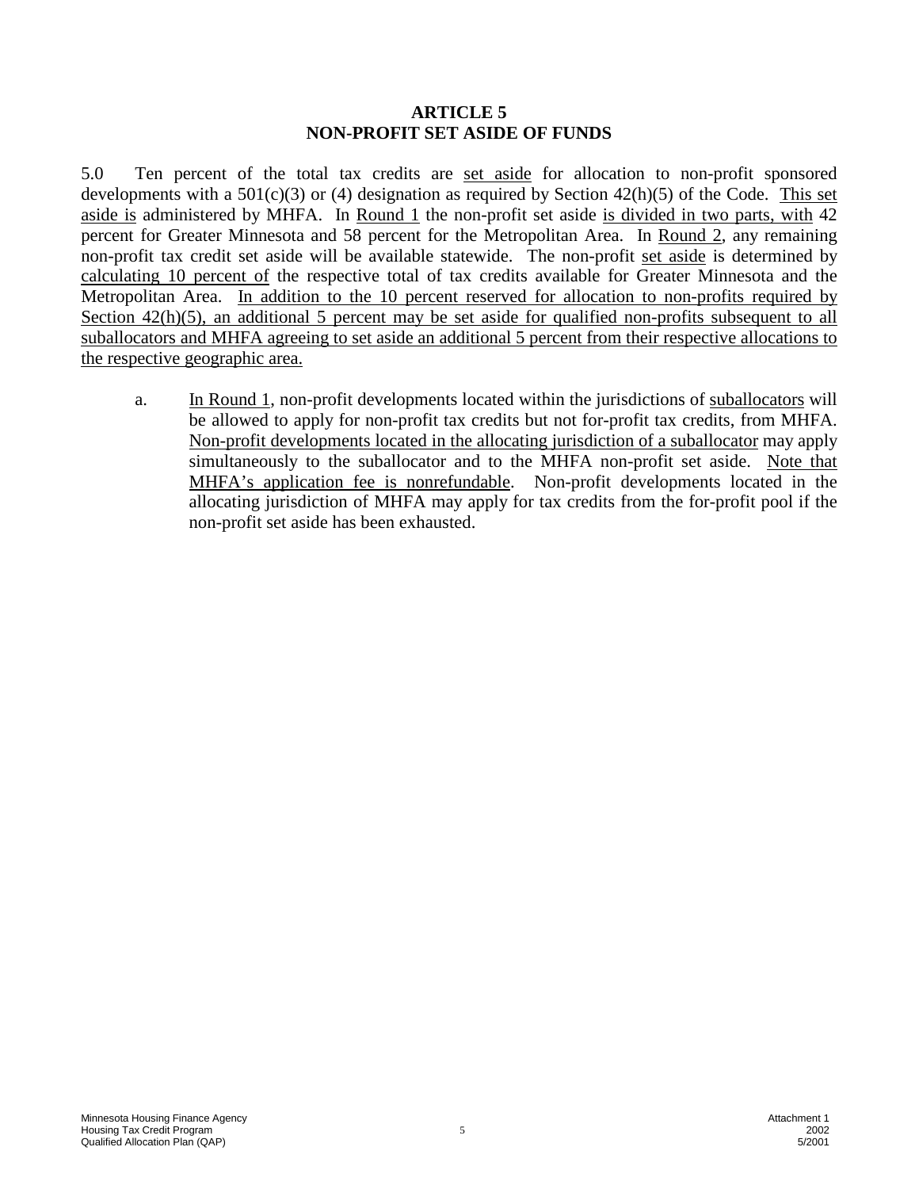# ARTICLE 5
# NON-PROFIT SET ASIDE OF FUNDS

5.0 Ten percent of the total tax credits are set aside for allocation to non-profit sponsored developments with a 501(c)(3) or (4) designation as required by Section 42(h)(5) of the Code. This set aside is administered by MHFA. In Round 1 the non-profit set aside is divided in two parts, with 42 percent for Greater Minnesota and 58 percent for the Metropolitan Area. In Round 2, any remaining non-profit tax credit set aside will be available statewide. The non-profit set aside is determined by calculating 10 percent of the respective total of tax credits available for Greater Minnesota and the Metropolitan Area. In addition to the 10 percent reserved for allocation to non-profits required by Section 42(h)(5), an additional 5 percent may be set aside for qualified non-profits subsequent to all suballocators and MHFA agreeing to set aside an additional 5 percent from their respective allocations to the respective geographic area.

a. In Round 1, non-profit developments located within the jurisdictions of suballocators will be allowed to apply for non-profit tax credits but not for-profit tax credits, from MHFA. Non-profit developments located in the allocating jurisdiction of a suballocator may apply simultaneously to the suballocator and to the MHFA non-profit set aside. Note that MHFA's application fee is nonrefundable. Non-profit developments located in the allocating jurisdiction of MHFA may apply for tax credits from the for-profit pool if the non-profit set aside has been exhausted.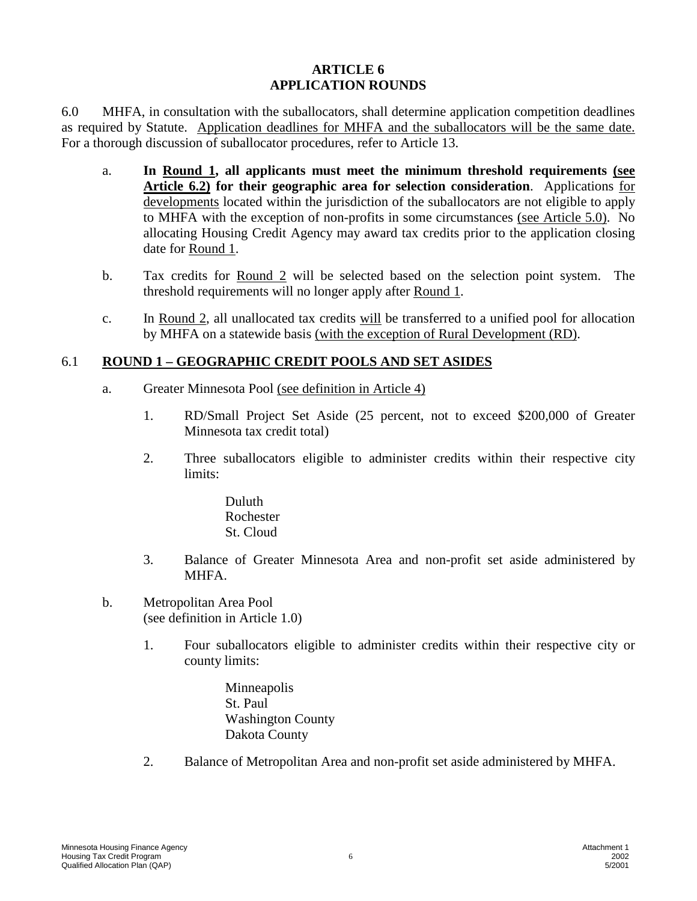# ARTICLE 6
# APPLICATION ROUNDS

6.0 MHFA, in consultation with the suballocators, shall determine application competition deadlines as required by Statute. Application deadlines for MHFA and the suballocators will be the same date. For a thorough discussion of suballocator procedures, refer to Article 13.

a. **In Round 1, all applicants must meet the minimum threshold requirements (see Article 6.2) for their geographic area for selection consideration**. Applications for developments located within the jurisdiction of the suballocators are not eligible to apply to MHFA with the exception of non-profits in some circumstances (see Article 5.0). No allocating Housing Credit Agency may award tax credits prior to the application closing date for Round 1.

b. Tax credits for Round 2 will be selected based on the selection point system. The threshold requirements will no longer apply after Round 1.

c. In Round 2, all unallocated tax credits will be transferred to a unified pool for allocation by MHFA on a statewide basis (with the exception of Rural Development (RD).

## 6.1 ROUND 1 – GEOGRAPHIC CREDIT POOLS AND SET ASIDES

a. Greater Minnesota Pool (see definition in Article 4)

1. RD/Small Project Set Aside (25 percent, not to exceed $200,000 of Greater Minnesota tax credit total)

2. Three suballocators eligible to administer credits within their respective city limits:

   Duluth
   Rochester
   St. Cloud

3. Balance of Greater Minnesota Area and non-profit set aside administered by MHFA.

b. Metropolitan Area Pool
(see definition in Article 1.0)

1. Four suballocators eligible to administer credits within their respective city or county limits:

   Minneapolis
   St. Paul
   Washington County
   Dakota County

2. Balance of Metropolitan Area and non-profit set aside administered by MHFA.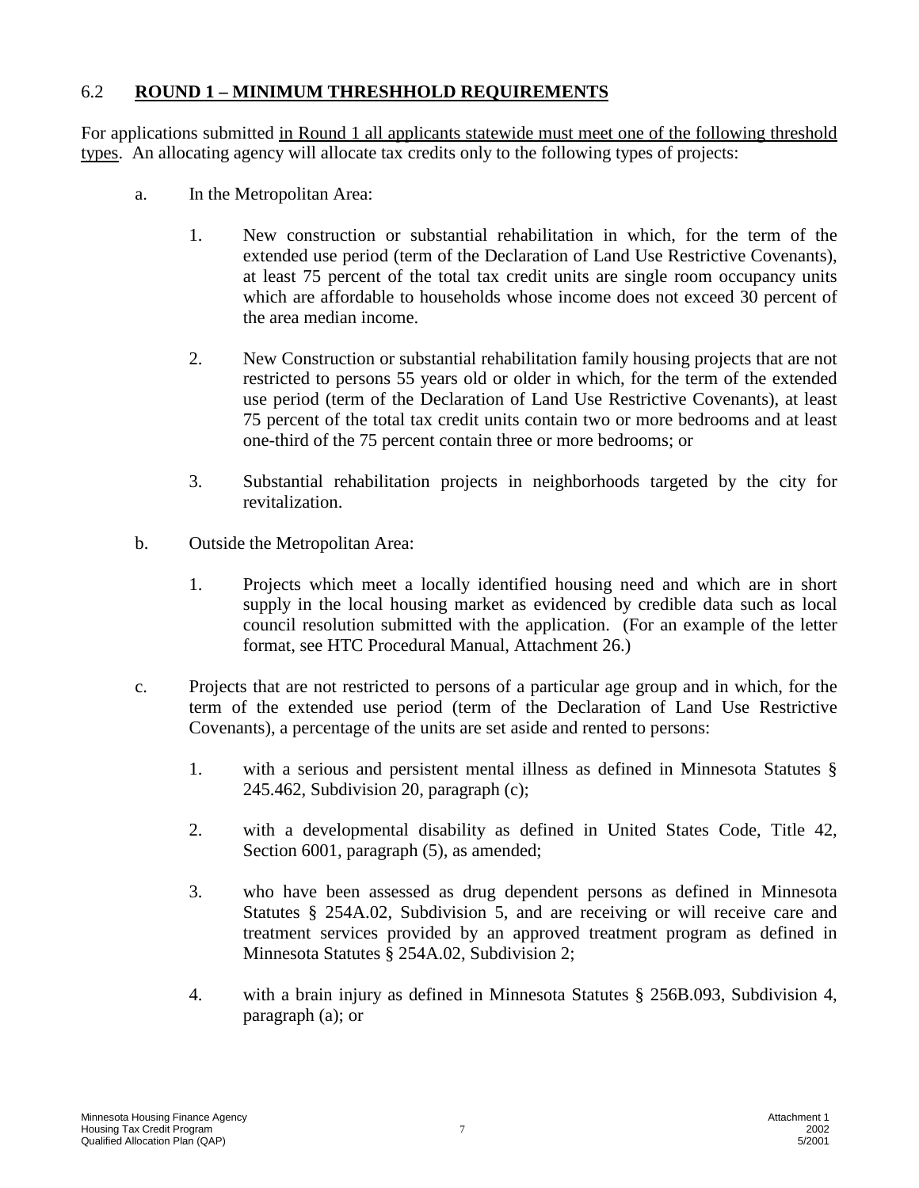## 6.2 **ROUND 1 – MINIMUM THRESHHOLD REQUIREMENTS**

For applications submitted in Round 1 all applicants statewide must meet one of the following threshold types. An allocating agency will allocate tax credits only to the following types of projects:

a. In the Metropolitan Area:

   1. New construction or substantial rehabilitation in which, for the term of the extended use period (term of the Declaration of Land Use Restrictive Covenants), at least 75 percent of the total tax credit units are single room occupancy units which are affordable to households whose income does not exceed 30 percent of the area median income.

   2. New Construction or substantial rehabilitation family housing projects that are not restricted to persons 55 years old or older in which, for the term of the extended use period (term of the Declaration of Land Use Restrictive Covenants), at least 75 percent of the total tax credit units contain two or more bedrooms and at least one-third of the 75 percent contain three or more bedrooms; or

   3. Substantial rehabilitation projects in neighborhoods targeted by the city for revitalization.

b. Outside the Metropolitan Area:

   1. Projects which meet a locally identified housing need and which are in short supply in the local housing market as evidenced by credible data such as local council resolution submitted with the application. (For an example of the letter format, see HTC Procedural Manual, Attachment 26.)

c. Projects that are not restricted to persons of a particular age group and in which, for the term of the extended use period (term of the Declaration of Land Use Restrictive Covenants), a percentage of the units are set aside and rented to persons:

   1. with a serious and persistent mental illness as defined in Minnesota Statutes § 245.462, Subdivision 20, paragraph (c);

   2. with a developmental disability as defined in United States Code, Title 42, Section 6001, paragraph (5), as amended;

   3. who have been assessed as drug dependent persons as defined in Minnesota Statutes § 254A.02, Subdivision 5, and are receiving or will receive care and treatment services provided by an approved treatment program as defined in Minnesota Statutes § 254A.02, Subdivision 2;

   4. with a brain injury as defined in Minnesota Statutes § 256B.093, Subdivision 4, paragraph (a); or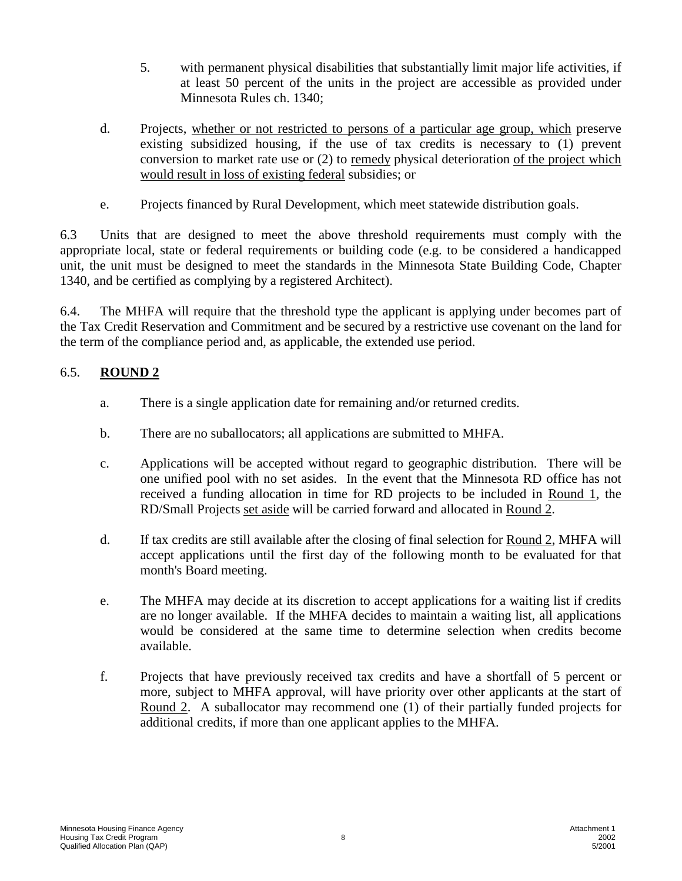5. with permanent physical disabilities that substantially limit major life activities, if at least 50 percent of the units in the project are accessible as provided under Minnesota Rules ch. 1340;

d. Projects, <u>whether or not restricted to persons of a particular age group, which</u> preserve existing subsidized housing, if the use of tax credits is necessary to (1) prevent conversion to market rate use or (2) to <u>remedy</u> physical deterioration <u>of the project which would result in loss of existing federal</u> subsidies; or

e. Projects financed by Rural Development, which meet statewide distribution goals.

6.3 Units that are designed to meet the above threshold requirements must comply with the appropriate local, state or federal requirements or building code (e.g. to be considered a handicapped unit, the unit must be designed to meet the standards in the Minnesota State Building Code, Chapter 1340, and be certified as complying by a registered Architect).

6.4. The MHFA will require that the threshold type the applicant is applying under becomes part of the Tax Credit Reservation and Commitment and be secured by a restrictive use covenant on the land for the term of the compliance period and, as applicable, the extended use period.

6.5. <u>**ROUND 2**</u>

a. There is a single application date for remaining and/or returned credits.

b. There are no suballocators; all applications are submitted to MHFA.

c. Applications will be accepted without regard to geographic distribution. There will be one unified pool with no set asides. In the event that the Minnesota RD office has not received a funding allocation in time for RD projects to be included in <u>Round 1</u>, the RD/Small Projects <u>set aside</u> will be carried forward and allocated in <u>Round 2</u>.

d. If tax credits are still available after the closing of final selection for <u>Round 2</u>, MHFA will accept applications until the first day of the following month to be evaluated for that month's Board meeting.

e. The MHFA may decide at its discretion to accept applications for a waiting list if credits are no longer available. If the MHFA decides to maintain a waiting list, all applications would be considered at the same time to determine selection when credits become available.

f. Projects that have previously received tax credits and have a shortfall of 5 percent or more, subject to MHFA approval, will have priority over other applicants at the start of <u>Round 2</u>. A suballocator may recommend one (1) of their partially funded projects for additional credits, if more than one applicant applies to the MHFA.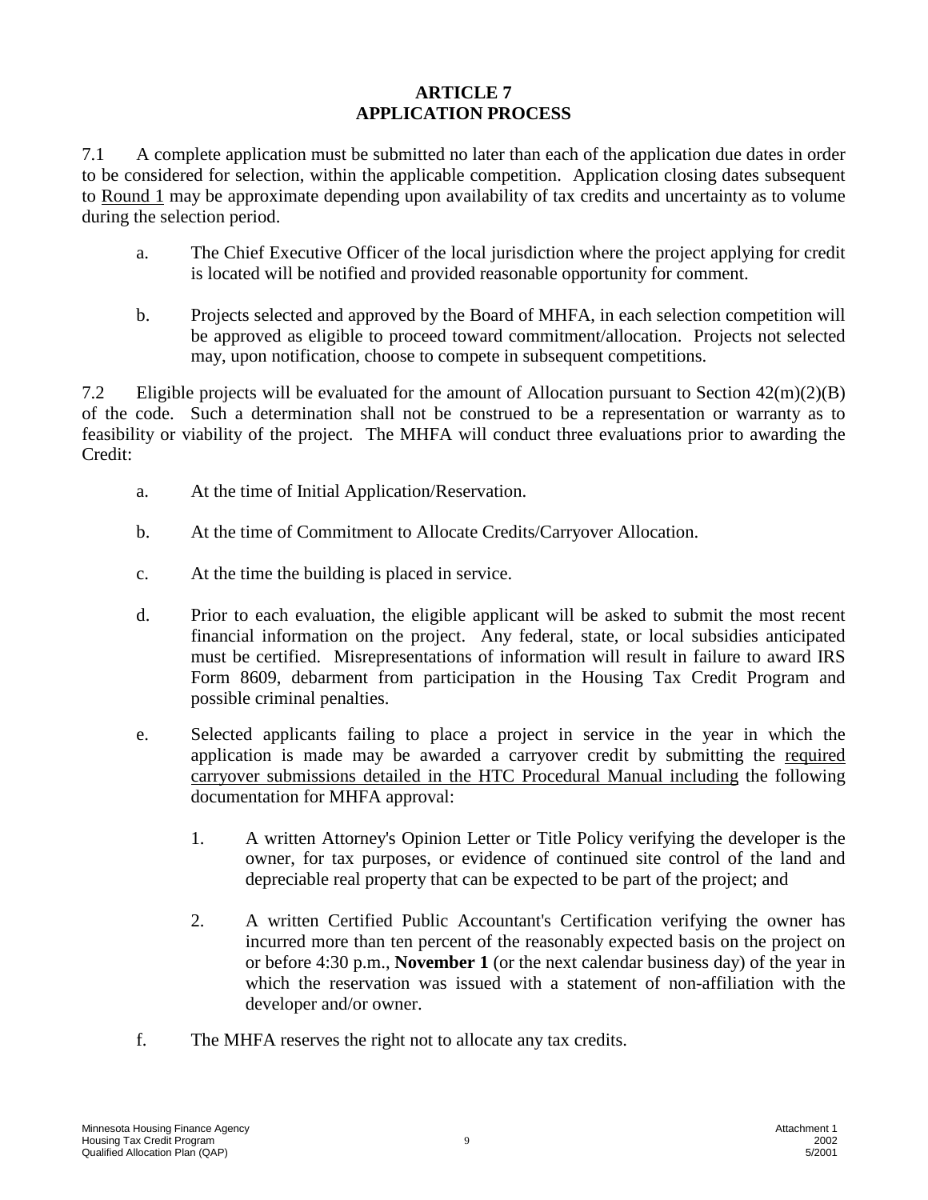# ARTICLE 7
# APPLICATION PROCESS

7.1 A complete application must be submitted no later than each of the application due dates in order to be considered for selection, within the applicable competition. Application closing dates subsequent to Round 1 may be approximate depending upon availability of tax credits and uncertainty as to volume during the selection period.

a. The Chief Executive Officer of the local jurisdiction where the project applying for credit is located will be notified and provided reasonable opportunity for comment.

b. Projects selected and approved by the Board of MHFA, in each selection competition will be approved as eligible to proceed toward commitment/allocation. Projects not selected may, upon notification, choose to compete in subsequent competitions.

7.2 Eligible projects will be evaluated for the amount of Allocation pursuant to Section 42(m)(2)(B) of the code. Such a determination shall not be construed to be a representation or warranty as to feasibility or viability of the project. The MHFA will conduct three evaluations prior to awarding the Credit:

a. At the time of Initial Application/Reservation.

b. At the time of Commitment to Allocate Credits/Carryover Allocation.

c. At the time the building is placed in service.

d. Prior to each evaluation, the eligible applicant will be asked to submit the most recent financial information on the project. Any federal, state, or local subsidies anticipated must be certified. Misrepresentations of information will result in failure to award IRS Form 8609, debarment from participation in the Housing Tax Credit Program and possible criminal penalties.

e. Selected applicants failing to place a project in service in the year in which the application is made may be awarded a carryover credit by submitting the required carryover submissions detailed in the HTC Procedural Manual including the following documentation for MHFA approval:

   1. A written Attorney's Opinion Letter or Title Policy verifying the developer is the owner, for tax purposes, or evidence of continued site control of the land and depreciable real property that can be expected to be part of the project; and

   2. A written Certified Public Accountant's Certification verifying the owner has incurred more than ten percent of the reasonably expected basis on the project on or before 4:30 p.m., **November 1** (or the next calendar business day) of the year in which the reservation was issued with a statement of non-affiliation with the developer and/or owner.

f. The MHFA reserves the right not to allocate any tax credits.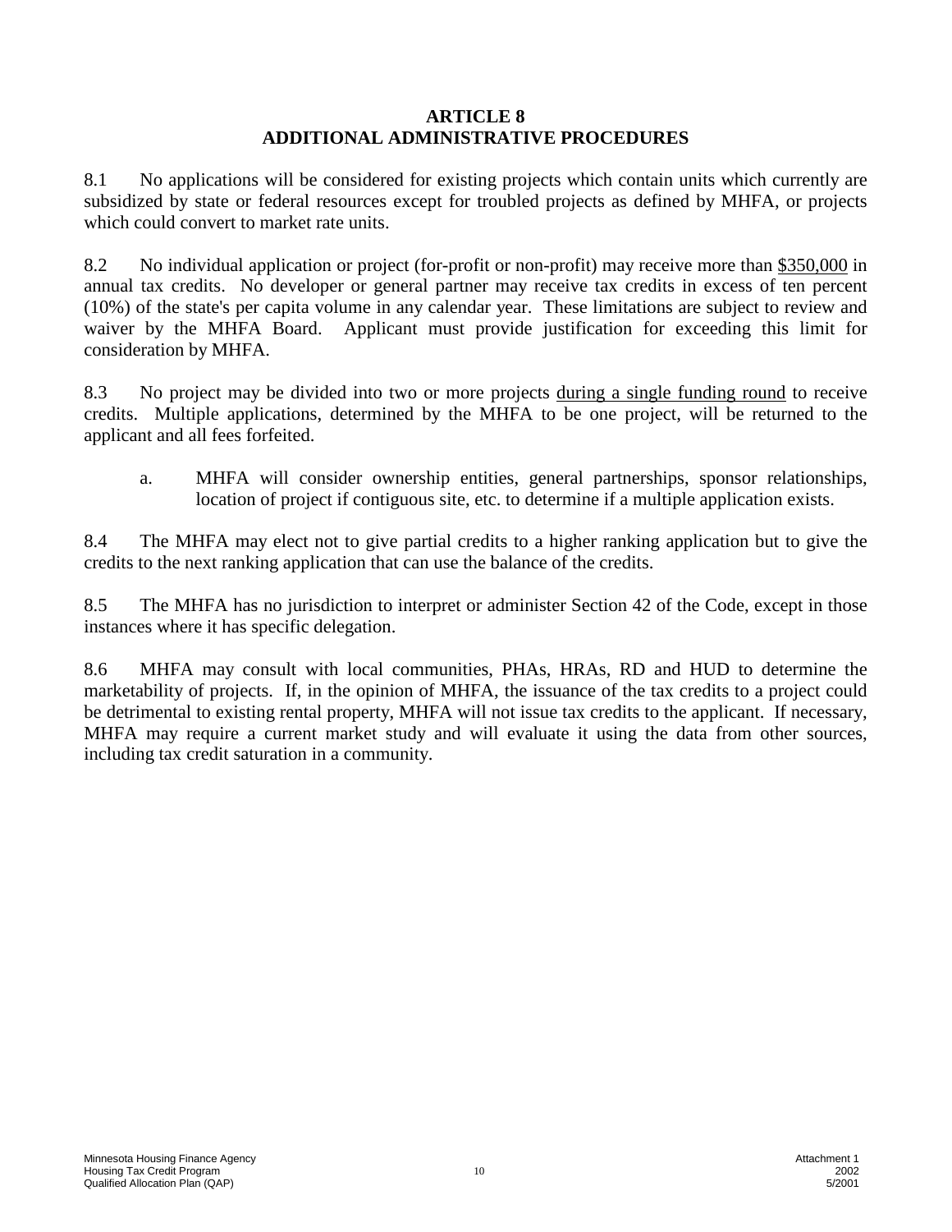# ARTICLE 8
# ADDITIONAL ADMINISTRATIVE PROCEDURES

8.1 No applications will be considered for existing projects which contain units which currently are subsidized by state or federal resources except for troubled projects as defined by MHFA, or projects which could convert to market rate units.

8.2 No individual application or project (for-profit or non-profit) may receive more than <u>$350,000</u> in annual tax credits. No developer or general partner may receive tax credits in excess of ten percent (10%) of the state's per capita volume in any calendar year. These limitations are subject to review and waiver by the MHFA Board. Applicant must provide justification for exceeding this limit for consideration by MHFA.

8.3 No project may be divided into two or more projects <u>during a single funding round</u> to receive credits. Multiple applications, determined by the MHFA to be one project, will be returned to the applicant and all fees forfeited.

a. MHFA will consider ownership entities, general partnerships, sponsor relationships, location of project if contiguous site, etc. to determine if a multiple application exists.

8.4 The MHFA may elect not to give partial credits to a higher ranking application but to give the credits to the next ranking application that can use the balance of the credits.

8.5 The MHFA has no jurisdiction to interpret or administer Section 42 of the Code, except in those instances where it has specific delegation.

8.6 MHFA may consult with local communities, PHAs, HRAs, RD and HUD to determine the marketability of projects. If, in the opinion of MHFA, the issuance of the tax credits to a project could be detrimental to existing rental property, MHFA will not issue tax credits to the applicant. If necessary, MHFA may require a current market study and will evaluate it using the data from other sources, including tax credit saturation in a community.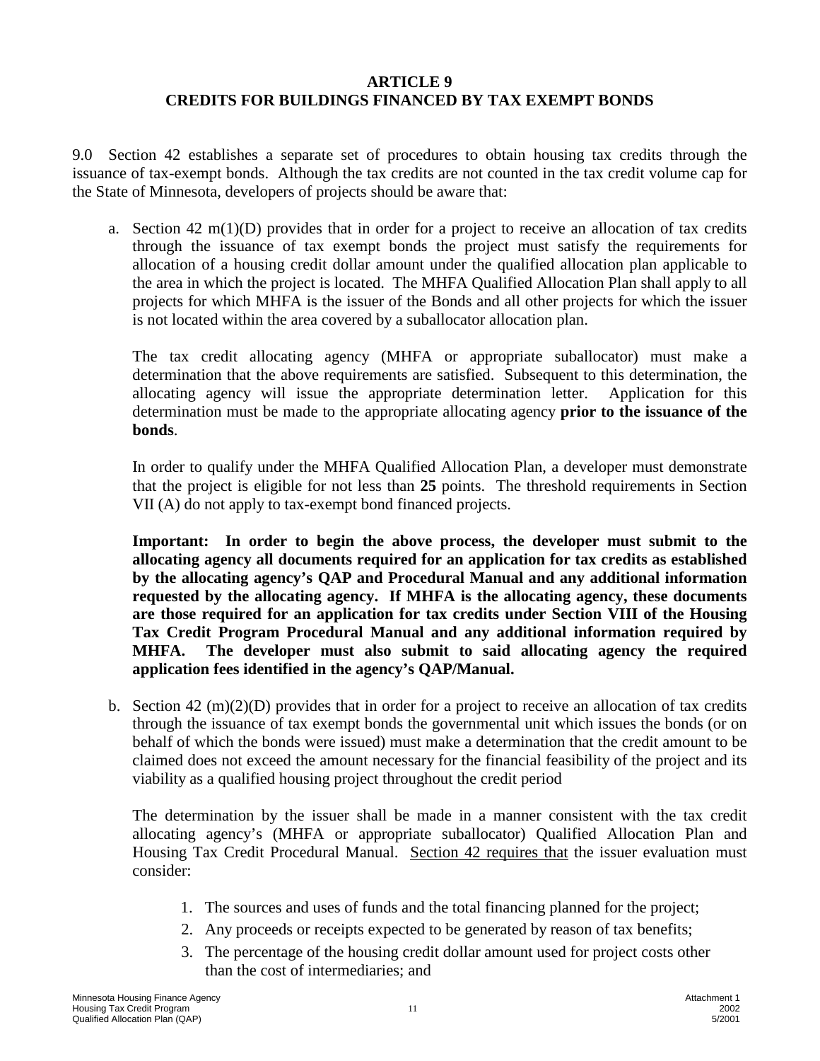# ARTICLE 9
## CREDITS FOR BUILDINGS FINANCED BY TAX EXEMPT BONDS

9.0 Section 42 establishes a separate set of procedures to obtain housing tax credits through the issuance of tax-exempt bonds. Although the tax credits are not counted in the tax credit volume cap for the State of Minnesota, developers of projects should be aware that:

a. Section 42 m(1)(D) provides that in order for a project to receive an allocation of tax credits through the issuance of tax exempt bonds the project must satisfy the requirements for allocation of a housing credit dollar amount under the qualified allocation plan applicable to the area in which the project is located. The MHFA Qualified Allocation Plan shall apply to all projects for which MHFA is the issuer of the Bonds and all other projects for which the issuer is not located within the area covered by a suballocator allocation plan.

   The tax credit allocating agency (MHFA or appropriate suballocator) must make a determination that the above requirements are satisfied. Subsequent to this determination, the allocating agency will issue the appropriate determination letter. Application for this determination must be made to the appropriate allocating agency **prior to the issuance of the bonds**.

   In order to qualify under the MHFA Qualified Allocation Plan, a developer must demonstrate that the project is eligible for not less than **25** points. The threshold requirements in Section VII (A) do not apply to tax-exempt bond financed projects.

   **Important: In order to begin the above process, the developer must submit to the allocating agency all documents required for an application for tax credits as established by the allocating agency's QAP and Procedural Manual and any additional information requested by the allocating agency. If MHFA is the allocating agency, these documents are those required for an application for tax credits under Section VIII of the Housing Tax Credit Program Procedural Manual and any additional information required by MHFA. The developer must also submit to said allocating agency the required application fees identified in the agency's QAP/Manual.**

b. Section 42 (m)(2)(D) provides that in order for a project to receive an allocation of tax credits through the issuance of tax exempt bonds the governmental unit which issues the bonds (or on behalf of which the bonds were issued) must make a determination that the credit amount to be claimed does not exceed the amount necessary for the financial feasibility of the project and its viability as a qualified housing project throughout the credit period

   The determination by the issuer shall be made in a manner consistent with the tax credit allocating agency's (MHFA or appropriate suballocator) Qualified Allocation Plan and Housing Tax Credit Procedural Manual. <u>Section 42 requires that</u> the issuer evaluation must consider:

   1. The sources and uses of funds and the total financing planned for the project;
   2. Any proceeds or receipts expected to be generated by reason of tax benefits;
   3. The percentage of the housing credit dollar amount used for project costs other than the cost of intermediaries; and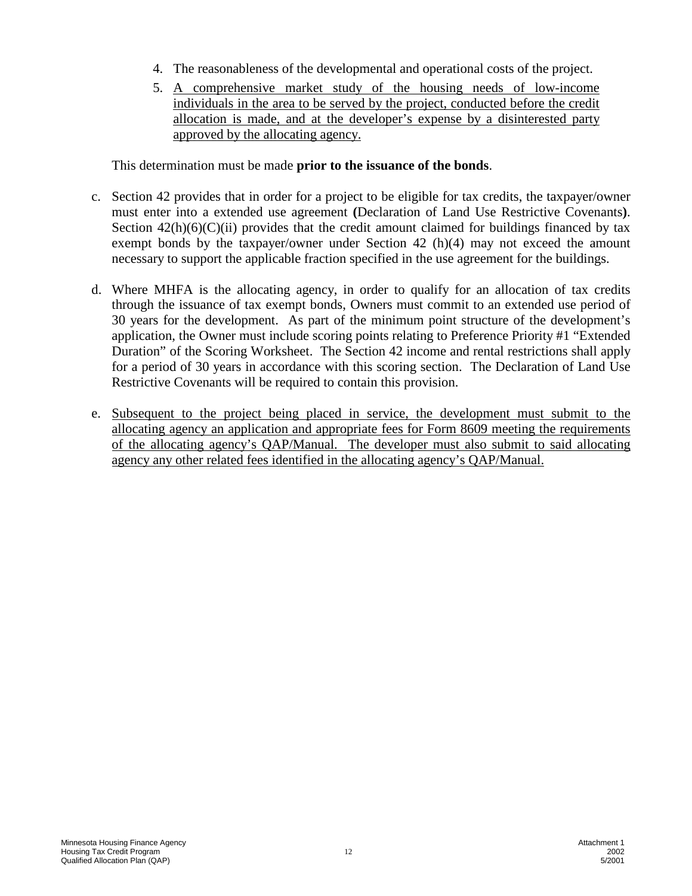4. The reasonableness of the developmental and operational costs of the project.
5. A comprehensive market study of the housing needs of low-income individuals in the area to be served by the project, conducted before the credit allocation is made, and at the developer's expense by a disinterested party approved by the allocating agency.

This determination must be made **prior to the issuance of the bonds**.

c. Section 42 provides that in order for a project to be eligible for tax credits, the taxpayer/owner must enter into a extended use agreement **(**Declaration of Land Use Restrictive Covenants**)**. Section 42(h)(6)(C)(ii) provides that the credit amount claimed for buildings financed by tax exempt bonds by the taxpayer/owner under Section 42 (h)(4) may not exceed the amount necessary to support the applicable fraction specified in the use agreement for the buildings.

d. Where MHFA is the allocating agency, in order to qualify for an allocation of tax credits through the issuance of tax exempt bonds, Owners must commit to an extended use period of 30 years for the development. As part of the minimum point structure of the development's application, the Owner must include scoring points relating to Preference Priority #1 "Extended Duration" of the Scoring Worksheet. The Section 42 income and rental restrictions shall apply for a period of 30 years in accordance with this scoring section. The Declaration of Land Use Restrictive Covenants will be required to contain this provision.

e. Subsequent to the project being placed in service, the development must submit to the allocating agency an application and appropriate fees for Form 8609 meeting the requirements of the allocating agency's QAP/Manual. The developer must also submit to said allocating agency any other related fees identified in the allocating agency's QAP/Manual.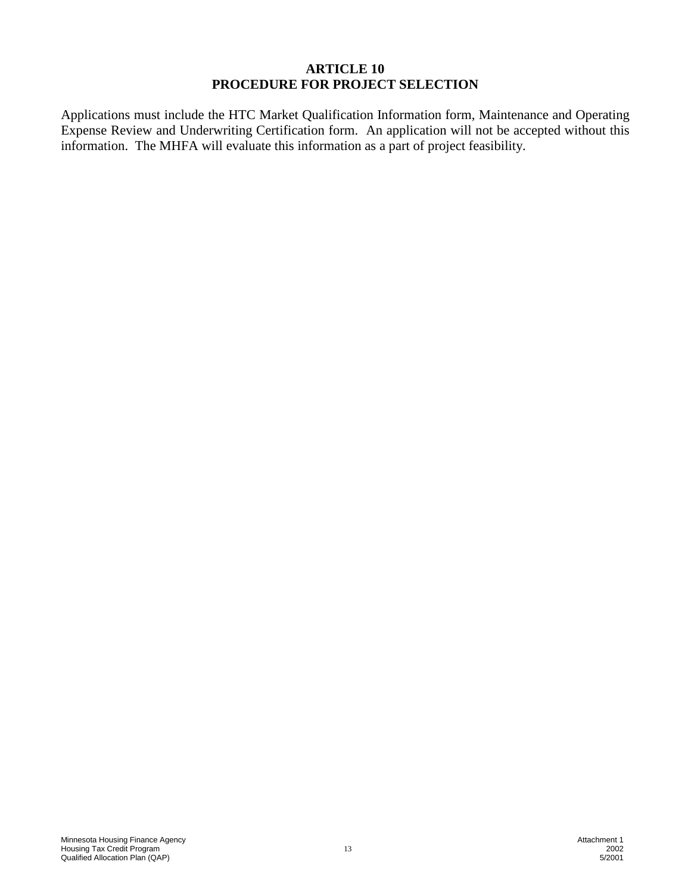## ARTICLE 10
## PROCEDURE FOR PROJECT SELECTION

Applications must include the HTC Market Qualification Information form, Maintenance and Operating Expense Review and Underwriting Certification form. An application will not be accepted without this information. The MHFA will evaluate this information as a part of project feasibility.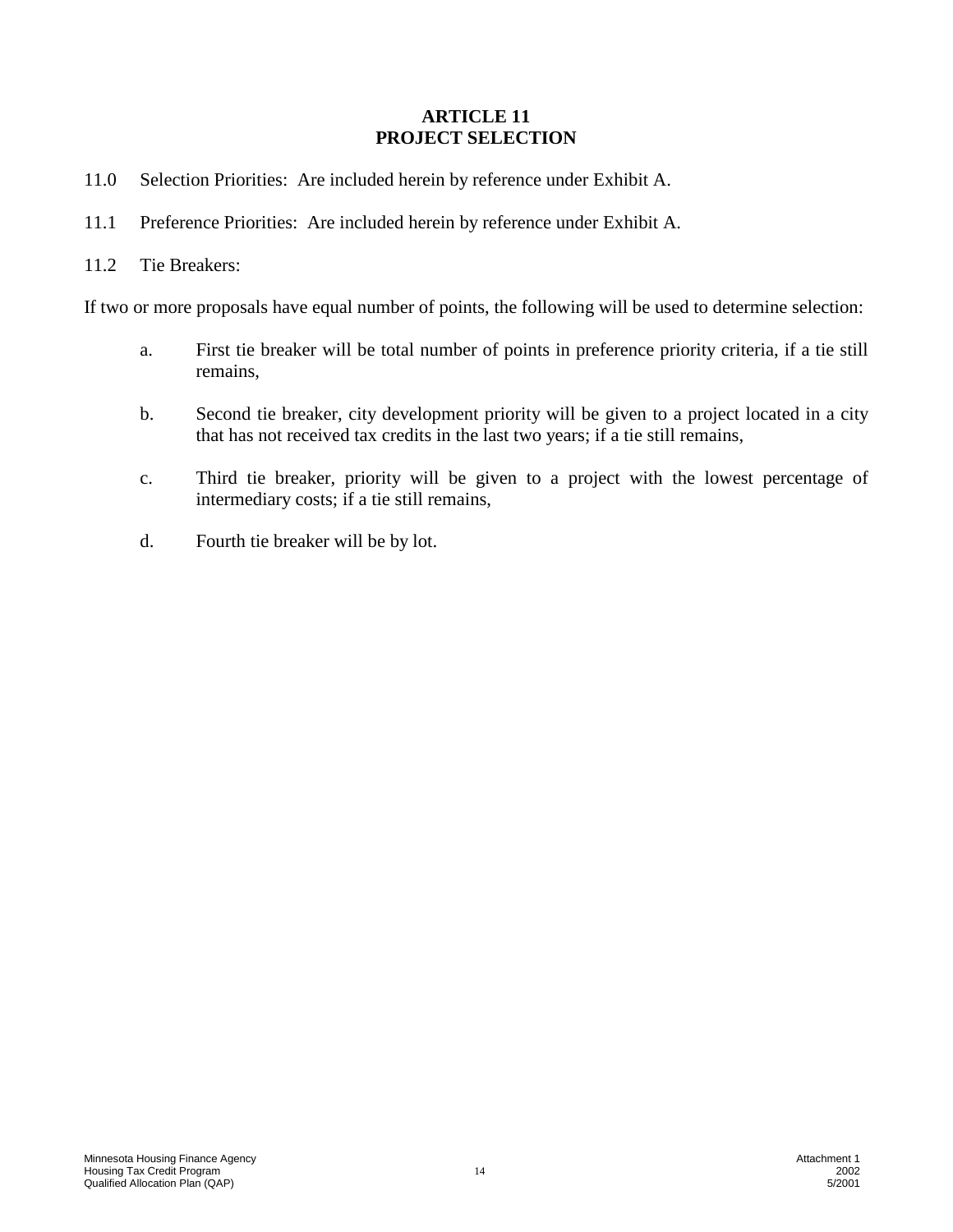# ARTICLE 11
# PROJECT SELECTION

11.0 Selection Priorities: Are included herein by reference under Exhibit A.

11.1 Preference Priorities: Are included herein by reference under Exhibit A.

11.2 Tie Breakers:

If two or more proposals have equal number of points, the following will be used to determine selection:

a. First tie breaker will be total number of points in preference priority criteria, if a tie still remains,

b. Second tie breaker, city development priority will be given to a project located in a city that has not received tax credits in the last two years; if a tie still remains,

c. Third tie breaker, priority will be given to a project with the lowest percentage of intermediary costs; if a tie still remains,

d. Fourth tie breaker will be by lot.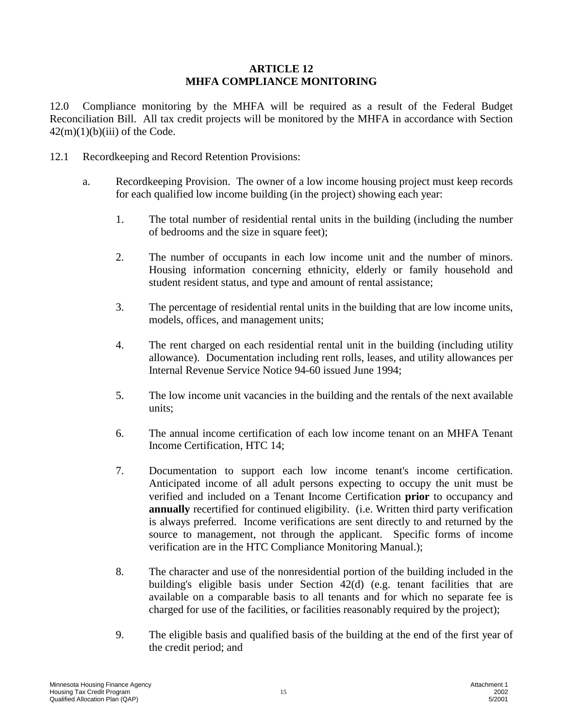# ARTICLE 12
# MHFA COMPLIANCE MONITORING

12.0 Compliance monitoring by the MHFA will be required as a result of the Federal Budget Reconciliation Bill. All tax credit projects will be monitored by the MHFA in accordance with Section 42(m)(1)(b)(iii) of the Code.

12.1 Recordkeeping and Record Retention Provisions:

a. Recordkeeping Provision. The owner of a low income housing project must keep records for each qualified low income building (in the project) showing each year:

1. The total number of residential rental units in the building (including the number of bedrooms and the size in square feet);

2. The number of occupants in each low income unit and the number of minors. Housing information concerning ethnicity, elderly or family household and student resident status, and type and amount of rental assistance;

3. The percentage of residential rental units in the building that are low income units, models, offices, and management units;

4. The rent charged on each residential rental unit in the building (including utility allowance). Documentation including rent rolls, leases, and utility allowances per Internal Revenue Service Notice 94-60 issued June 1994;

5. The low income unit vacancies in the building and the rentals of the next available units;

6. The annual income certification of each low income tenant on an MHFA Tenant Income Certification, HTC 14;

7. Documentation to support each low income tenant's income certification. Anticipated income of all adult persons expecting to occupy the unit must be verified and included on a Tenant Income Certification **prior** to occupancy and **annually** recertified for continued eligibility. (i.e. Written third party verification is always preferred. Income verifications are sent directly to and returned by the source to management, not through the applicant. Specific forms of income verification are in the HTC Compliance Monitoring Manual.);

8. The character and use of the nonresidential portion of the building included in the building's eligible basis under Section 42(d) (e.g. tenant facilities that are available on a comparable basis to all tenants and for which no separate fee is charged for use of the facilities, or facilities reasonably required by the project);

9. The eligible basis and qualified basis of the building at the end of the first year of the credit period; and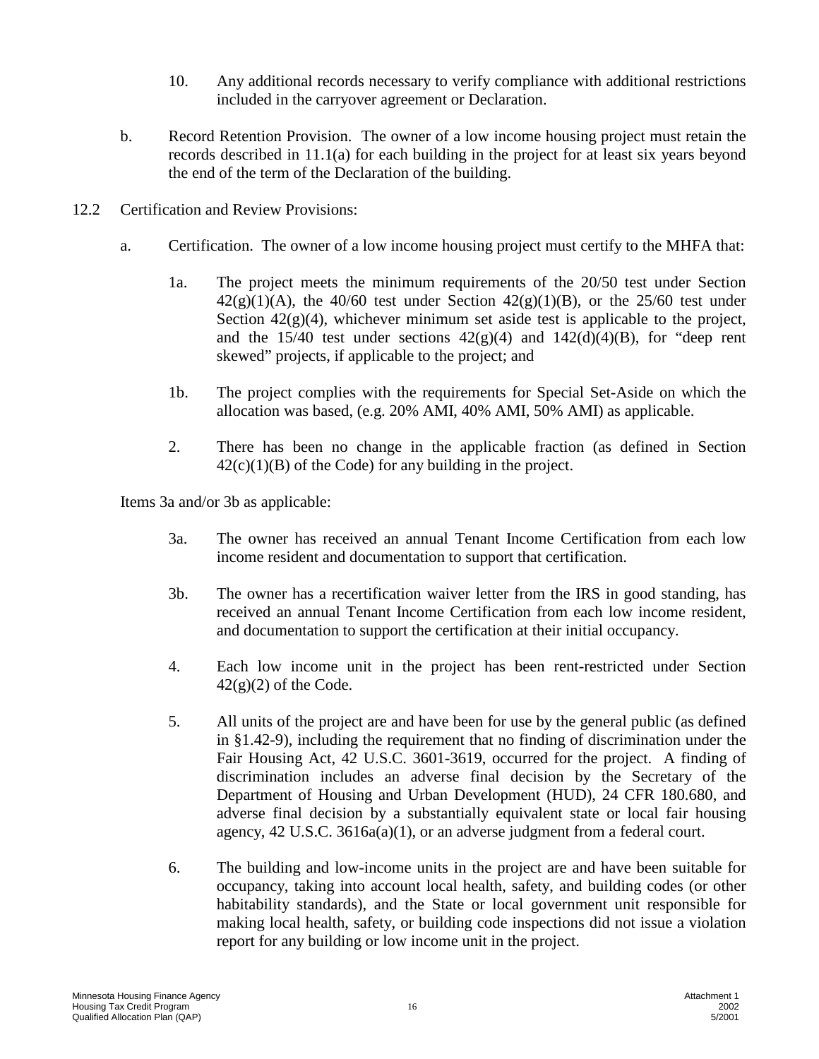10. Any additional records necessary to verify compliance with additional restrictions included in the carryover agreement or Declaration.

b. Record Retention Provision. The owner of a low income housing project must retain the records described in 11.1(a) for each building in the project for at least six years beyond the end of the term of the Declaration of the building.

12.2 Certification and Review Provisions:

a. Certification. The owner of a low income housing project must certify to the MHFA that:

1a. The project meets the minimum requirements of the 20/50 test under Section 42(g)(1)(A), the 40/60 test under Section 42(g)(1)(B), or the 25/60 test under Section 42(g)(4), whichever minimum set aside test is applicable to the project, and the 15/40 test under sections 42(g)(4) and 142(d)(4)(B), for "deep rent skewed" projects, if applicable to the project; and

1b. The project complies with the requirements for Special Set-Aside on which the allocation was based, (e.g. 20% AMI, 40% AMI, 50% AMI) as applicable.

2. There has been no change in the applicable fraction (as defined in Section 42(c)(1)(B) of the Code) for any building in the project.

Items 3a and/or 3b as applicable:

3a. The owner has received an annual Tenant Income Certification from each low income resident and documentation to support that certification.

3b. The owner has a recertification waiver letter from the IRS in good standing, has received an annual Tenant Income Certification from each low income resident, and documentation to support the certification at their initial occupancy.

4. Each low income unit in the project has been rent-restricted under Section 42(g)(2) of the Code.

5. All units of the project are and have been for use by the general public (as defined in §1.42-9), including the requirement that no finding of discrimination under the Fair Housing Act, 42 U.S.C. 3601-3619, occurred for the project. A finding of discrimination includes an adverse final decision by the Secretary of the Department of Housing and Urban Development (HUD), 24 CFR 180.680, and adverse final decision by a substantially equivalent state or local fair housing agency, 42 U.S.C. 3616a(a)(1), or an adverse judgment from a federal court.

6. The building and low-income units in the project are and have been suitable for occupancy, taking into account local health, safety, and building codes (or other habitability standards), and the State or local government unit responsible for making local health, safety, or building code inspections did not issue a violation report for any building or low income unit in the project.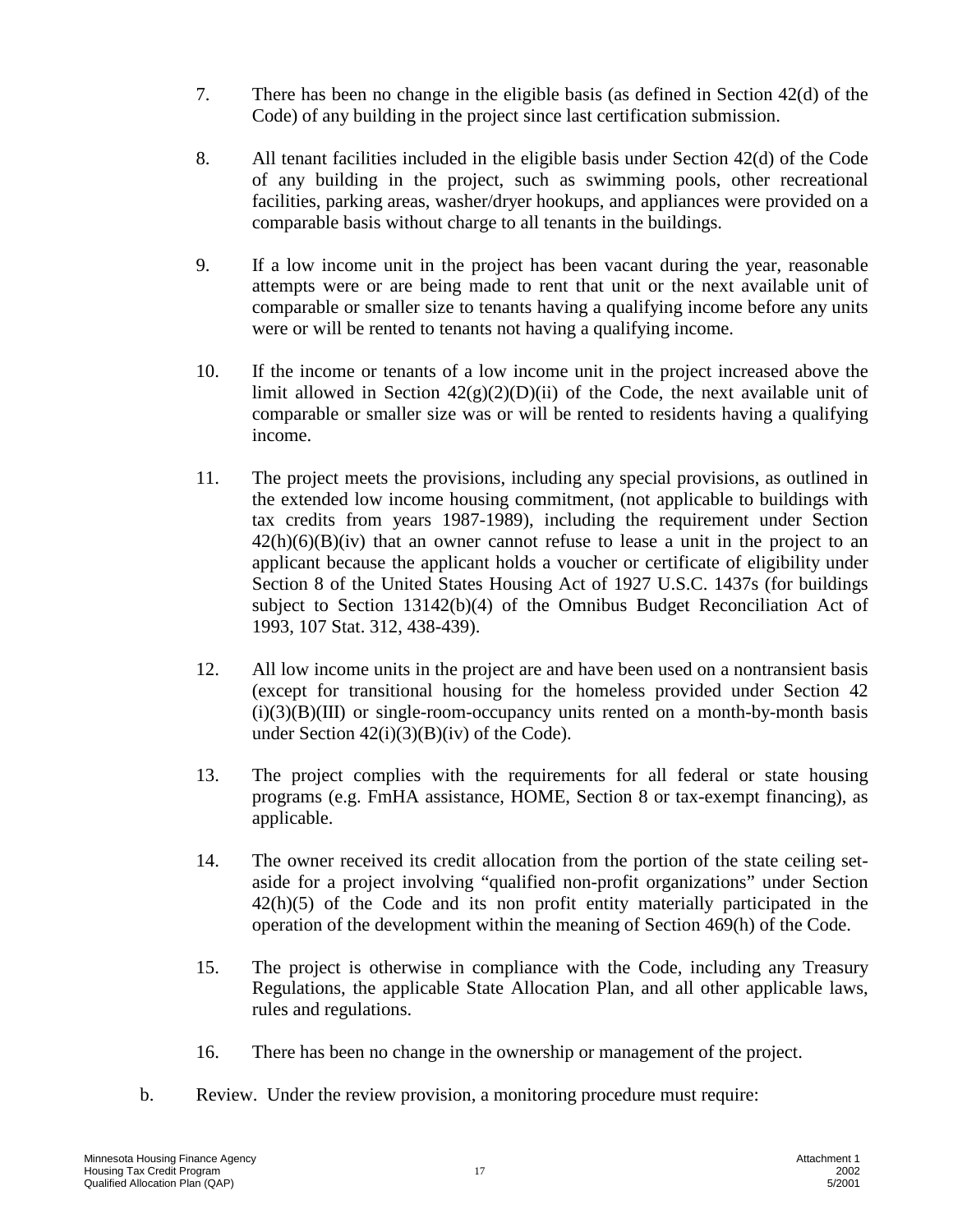7. There has been no change in the eligible basis (as defined in Section 42(d) of the Code) of any building in the project since last certification submission.

8. All tenant facilities included in the eligible basis under Section 42(d) of the Code of any building in the project, such as swimming pools, other recreational facilities, parking areas, washer/dryer hookups, and appliances were provided on a comparable basis without charge to all tenants in the buildings.

9. If a low income unit in the project has been vacant during the year, reasonable attempts were or are being made to rent that unit or the next available unit of comparable or smaller size to tenants having a qualifying income before any units were or will be rented to tenants not having a qualifying income.

10. If the income or tenants of a low income unit in the project increased above the limit allowed in Section 42(g)(2)(D)(ii) of the Code, the next available unit of comparable or smaller size was or will be rented to residents having a qualifying income.

11. The project meets the provisions, including any special provisions, as outlined in the extended low income housing commitment, (not applicable to buildings with tax credits from years 1987-1989), including the requirement under Section 42(h)(6)(B)(iv) that an owner cannot refuse to lease a unit in the project to an applicant because the applicant holds a voucher or certificate of eligibility under Section 8 of the United States Housing Act of 1927 U.S.C. 1437s (for buildings subject to Section 13142(b)(4) of the Omnibus Budget Reconciliation Act of 1993, 107 Stat. 312, 438-439).

12. All low income units in the project are and have been used on a nontransient basis (except for transitional housing for the homeless provided under Section 42 (i)(3)(B)(III) or single-room-occupancy units rented on a month-by-month basis under Section 42(i)(3)(B)(iv) of the Code).

13. The project complies with the requirements for all federal or state housing programs (e.g. FmHA assistance, HOME, Section 8 or tax-exempt financing), as applicable.

14. The owner received its credit allocation from the portion of the state ceiling set-aside for a project involving "qualified non-profit organizations" under Section 42(h)(5) of the Code and its non profit entity materially participated in the operation of the development within the meaning of Section 469(h) of the Code.

15. The project is otherwise in compliance with the Code, including any Treasury Regulations, the applicable State Allocation Plan, and all other applicable laws, rules and regulations.

16. There has been no change in the ownership or management of the project.

b. Review. Under the review provision, a monitoring procedure must require: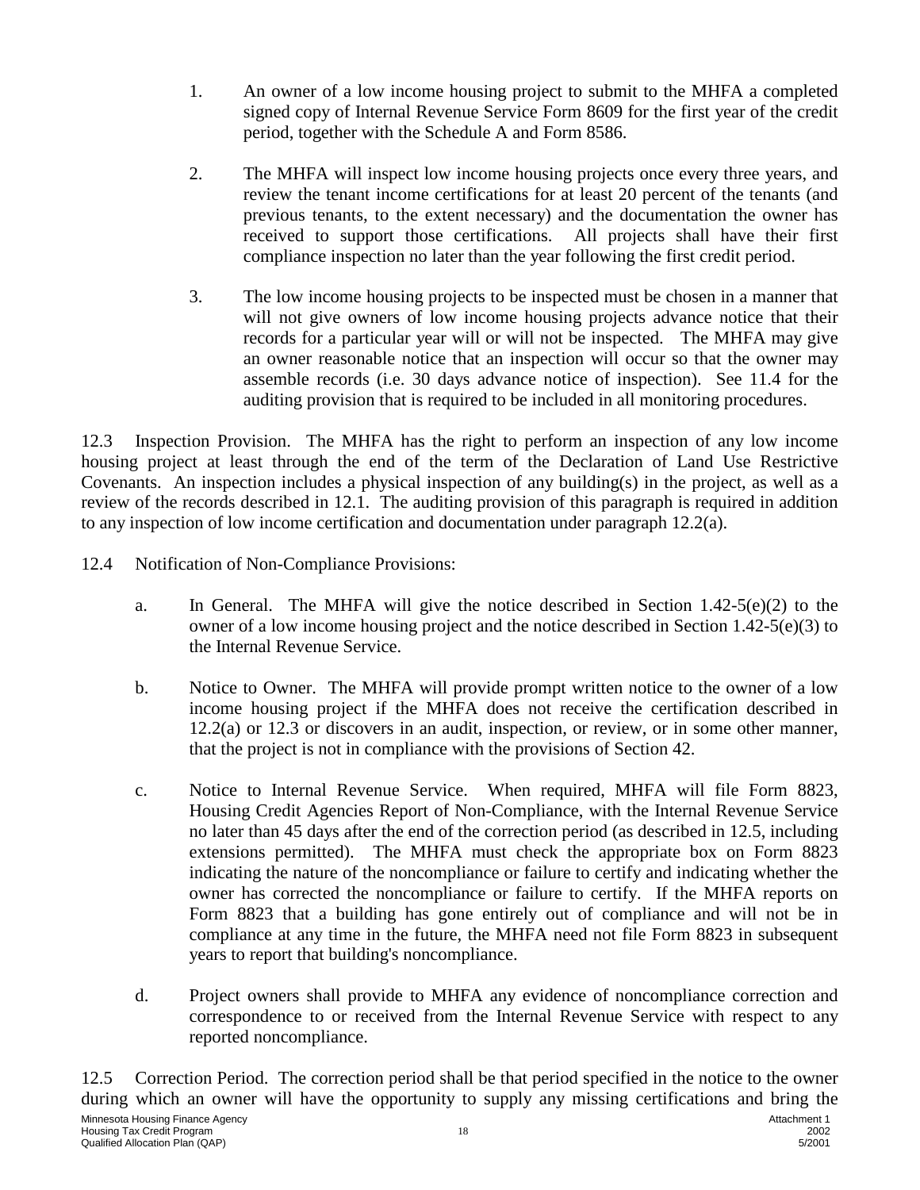1. An owner of a low income housing project to submit to the MHFA a completed signed copy of Internal Revenue Service Form 8609 for the first year of the credit period, together with the Schedule A and Form 8586.

2. The MHFA will inspect low income housing projects once every three years, and review the tenant income certifications for at least 20 percent of the tenants (and previous tenants, to the extent necessary) and the documentation the owner has received to support those certifications. All projects shall have their first compliance inspection no later than the year following the first credit period.

3. The low income housing projects to be inspected must be chosen in a manner that will not give owners of low income housing projects advance notice that their records for a particular year will or will not be inspected. The MHFA may give an owner reasonable notice that an inspection will occur so that the owner may assemble records (i.e. 30 days advance notice of inspection). See 11.4 for the auditing provision that is required to be included in all monitoring procedures.

12.3 Inspection Provision. The MHFA has the right to perform an inspection of any low income housing project at least through the end of the term of the Declaration of Land Use Restrictive Covenants. An inspection includes a physical inspection of any building(s) in the project, as well as a review of the records described in 12.1. The auditing provision of this paragraph is required in addition to any inspection of low income certification and documentation under paragraph 12.2(a).

12.4 Notification of Non-Compliance Provisions:

a. In General. The MHFA will give the notice described in Section 1.42-5(e)(2) to the owner of a low income housing project and the notice described in Section 1.42-5(e)(3) to the Internal Revenue Service.

b. Notice to Owner. The MHFA will provide prompt written notice to the owner of a low income housing project if the MHFA does not receive the certification described in 12.2(a) or 12.3 or discovers in an audit, inspection, or review, or in some other manner, that the project is not in compliance with the provisions of Section 42.

c. Notice to Internal Revenue Service. When required, MHFA will file Form 8823, Housing Credit Agencies Report of Non-Compliance, with the Internal Revenue Service no later than 45 days after the end of the correction period (as described in 12.5, including extensions permitted). The MHFA must check the appropriate box on Form 8823 indicating the nature of the noncompliance or failure to certify and indicating whether the owner has corrected the noncompliance or failure to certify. If the MHFA reports on Form 8823 that a building has gone entirely out of compliance and will not be in compliance at any time in the future, the MHFA need not file Form 8823 in subsequent years to report that building's noncompliance.

d. Project owners shall provide to MHFA any evidence of noncompliance correction and correspondence to or received from the Internal Revenue Service with respect to any reported noncompliance.

12.5 Correction Period. The correction period shall be that period specified in the notice to the owner during which an owner will have the opportunity to supply any missing certifications and bring the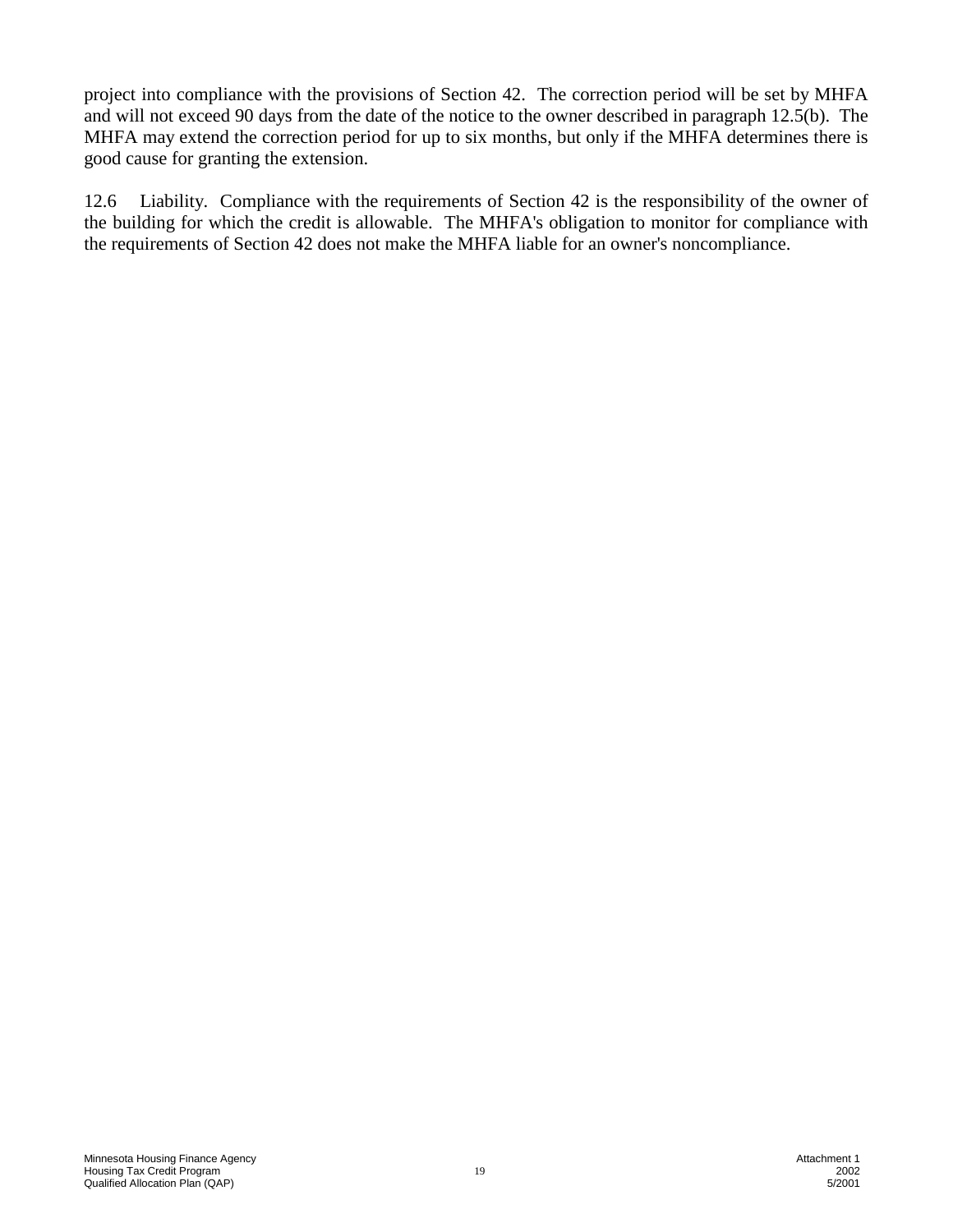project into compliance with the provisions of Section 42. The correction period will be set by MHFA and will not exceed 90 days from the date of the notice to the owner described in paragraph 12.5(b). The MHFA may extend the correction period for up to six months, but only if the MHFA determines there is good cause for granting the extension.

12.6 Liability. Compliance with the requirements of Section 42 is the responsibility of the owner of the building for which the credit is allowable. The MHFA's obligation to monitor for compliance with the requirements of Section 42 does not make the MHFA liable for an owner's noncompliance.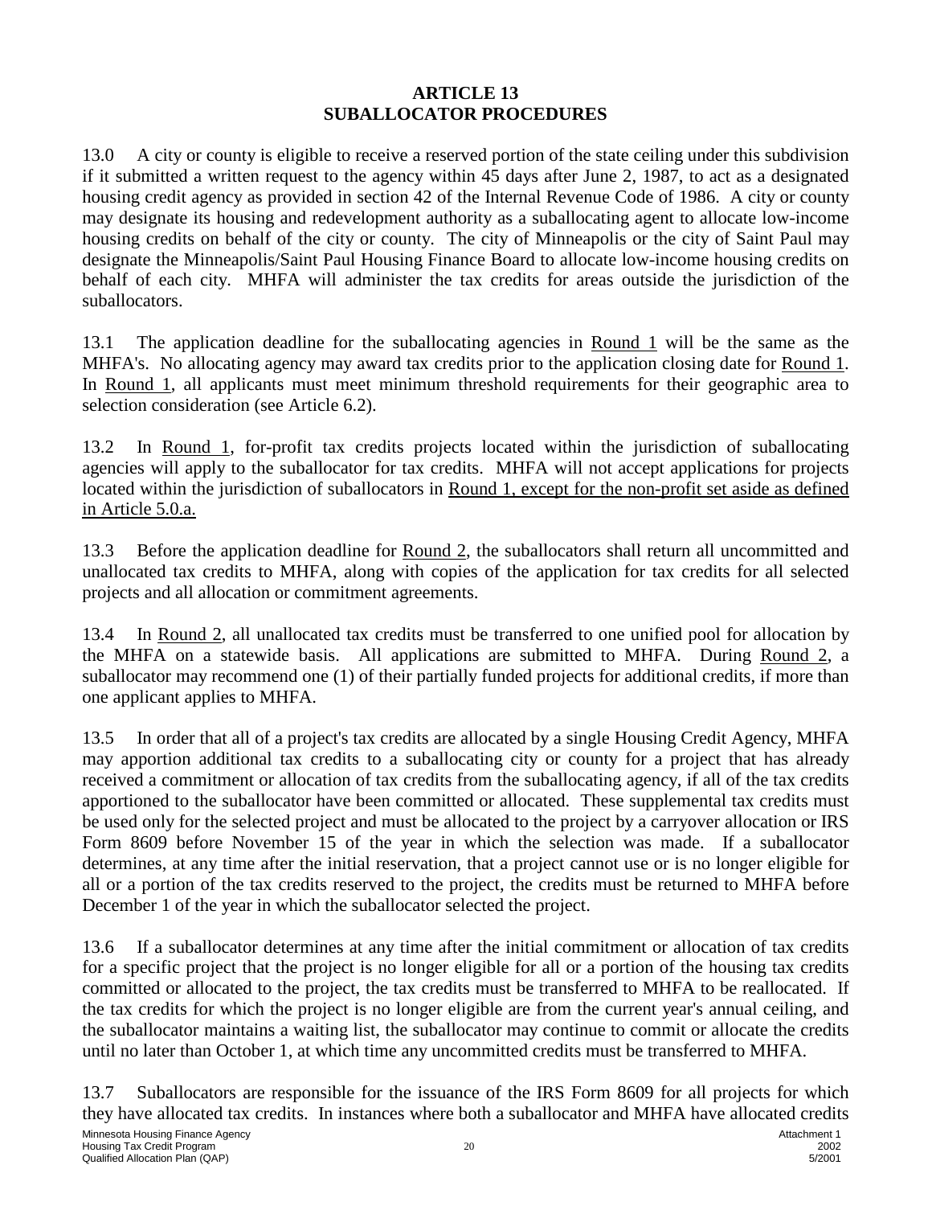# ARTICLE 13
# SUBALLOCATOR PROCEDURES

13.0 A city or county is eligible to receive a reserved portion of the state ceiling under this subdivision if it submitted a written request to the agency within 45 days after June 2, 1987, to act as a designated housing credit agency as provided in section 42 of the Internal Revenue Code of 1986. A city or county may designate its housing and redevelopment authority as a suballocating agent to allocate low-income housing credits on behalf of the city or county. The city of Minneapolis or the city of Saint Paul may designate the Minneapolis/Saint Paul Housing Finance Board to allocate low-income housing credits on behalf of each city. MHFA will administer the tax credits for areas outside the jurisdiction of the suballocators.

13.1 The application deadline for the suballocating agencies in Round 1 will be the same as the MHFA's. No allocating agency may award tax credits prior to the application closing date for Round 1. In Round 1, all applicants must meet minimum threshold requirements for their geographic area to selection consideration (see Article 6.2).

13.2 In Round 1, for-profit tax credits projects located within the jurisdiction of suballocating agencies will apply to the suballocator for tax credits. MHFA will not accept applications for projects located within the jurisdiction of suballocators in Round 1, except for the non-profit set aside as defined in Article 5.0.a.

13.3 Before the application deadline for Round 2, the suballocators shall return all uncommitted and unallocated tax credits to MHFA, along with copies of the application for tax credits for all selected projects and all allocation or commitment agreements.

13.4 In Round 2, all unallocated tax credits must be transferred to one unified pool for allocation by the MHFA on a statewide basis. All applications are submitted to MHFA. During Round 2, a suballocator may recommend one (1) of their partially funded projects for additional credits, if more than one applicant applies to MHFA.

13.5 In order that all of a project's tax credits are allocated by a single Housing Credit Agency, MHFA may apportion additional tax credits to a suballocating city or county for a project that has already received a commitment or allocation of tax credits from the suballocating agency, if all of the tax credits apportioned to the suballocator have been committed or allocated. These supplemental tax credits must be used only for the selected project and must be allocated to the project by a carryover allocation or IRS Form 8609 before November 15 of the year in which the selection was made. If a suballocator determines, at any time after the initial reservation, that a project cannot use or is no longer eligible for all or a portion of the tax credits reserved to the project, the credits must be returned to MHFA before December 1 of the year in which the suballocator selected the project.

13.6 If a suballocator determines at any time after the initial commitment or allocation of tax credits for a specific project that the project is no longer eligible for all or a portion of the housing tax credits committed or allocated to the project, the tax credits must be transferred to MHFA to be reallocated. If the tax credits for which the project is no longer eligible are from the current year's annual ceiling, and the suballocator maintains a waiting list, the suballocator may continue to commit or allocate the credits until no later than October 1, at which time any uncommitted credits must be transferred to MHFA.

13.7 Suballocators are responsible for the issuance of the IRS Form 8609 for all projects for which they have allocated tax credits. In instances where both a suballocator and MHFA have allocated credits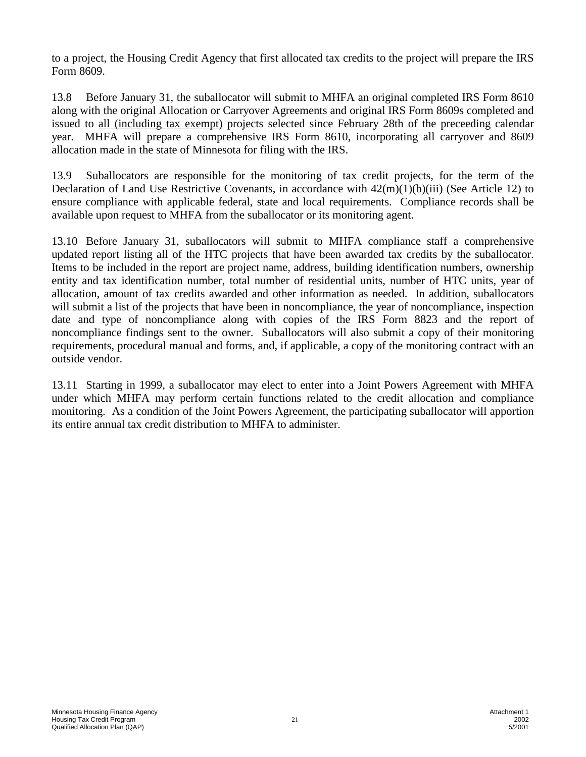to a project, the Housing Credit Agency that first allocated tax credits to the project will prepare the IRS Form 8609.

13.8 Before January 31, the suballocator will submit to MHFA an original completed IRS Form 8610 along with the original Allocation or Carryover Agreements and original IRS Form 8609s completed and issued to <u>all (including tax exempt)</u> projects selected since February 28th of the preceeding calendar year. MHFA will prepare a comprehensive IRS Form 8610, incorporating all carryover and 8609 allocation made in the state of Minnesota for filing with the IRS.

13.9 Suballocators are responsible for the monitoring of tax credit projects, for the term of the Declaration of Land Use Restrictive Covenants, in accordance with 42(m)(1)(b)(iii) (See Article 12) to ensure compliance with applicable federal, state and local requirements. Compliance records shall be available upon request to MHFA from the suballocator or its monitoring agent.

13.10 Before January 31, suballocators will submit to MHFA compliance staff a comprehensive updated report listing all of the HTC projects that have been awarded tax credits by the suballocator. Items to be included in the report are project name, address, building identification numbers, ownership entity and tax identification number, total number of residential units, number of HTC units, year of allocation, amount of tax credits awarded and other information as needed. In addition, suballocators will submit a list of the projects that have been in noncompliance, the year of noncompliance, inspection date and type of noncompliance along with copies of the IRS Form 8823 and the report of noncompliance findings sent to the owner. Suballocators will also submit a copy of their monitoring requirements, procedural manual and forms, and, if applicable, a copy of the monitoring contract with an outside vendor.

13.11 Starting in 1999, a suballocator may elect to enter into a Joint Powers Agreement with MHFA under which MHFA may perform certain functions related to the credit allocation and compliance monitoring. As a condition of the Joint Powers Agreement, the participating suballocator will apportion its entire annual tax credit distribution to MHFA to administer.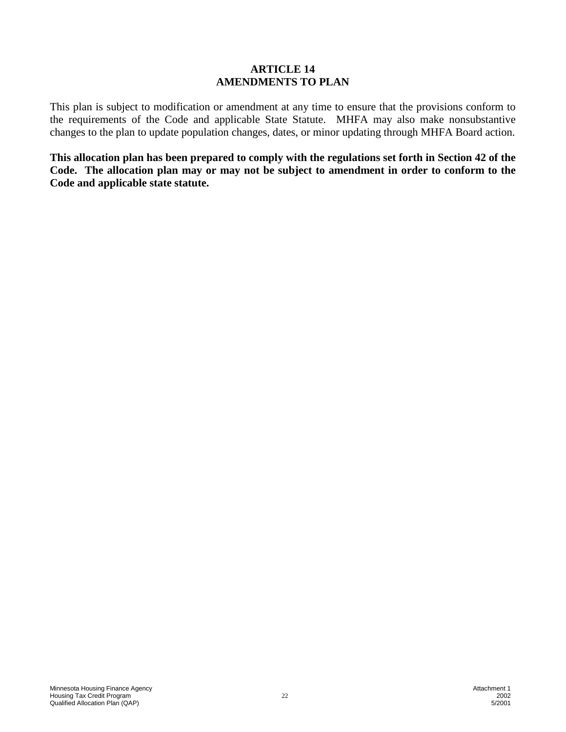# ARTICLE 14
# AMENDMENTS TO PLAN

This plan is subject to modification or amendment at any time to ensure that the provisions conform to the requirements of the Code and applicable State Statute. MHFA may also make nonsubstantive changes to the plan to update population changes, dates, or minor updating through MHFA Board action.

**This allocation plan has been prepared to comply with the regulations set forth in Section 42 of the Code. The allocation plan may or may not be subject to amendment in order to conform to the Code and applicable state statute.**